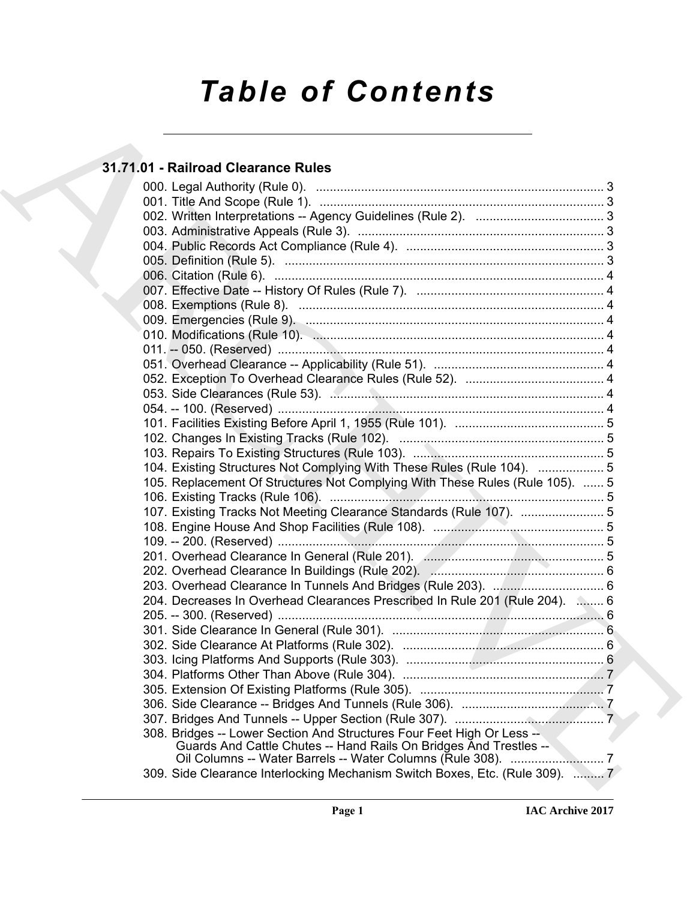# Table of Contents

## 31.71.01 - Railroad Clearance Rules

000. Legal Authority (Rule 0). ..... 3
001. Title And Scope (Rule 1). ..... 3
002. Written Interpretations -- Agency Guidelines (Rule 2). ..... 3
003. Administrative Appeals (Rule 3). ..... 3
004. Public Records Act Compliance (Rule 4). ..... 3
005. Definition (Rule 5). ..... 3
006. Citation (Rule 6). ..... 4
007. Effective Date -- History Of Rules (Rule 7). ..... 4
008. Exemptions (Rule 8). ..... 4
009. Emergencies (Rule 9). ..... 4
010. Modifications (Rule 10). ..... 4
011. -- 050. (Reserved) ..... 4
051. Overhead Clearance -- Applicability (Rule 51). ..... 4
052. Exception To Overhead Clearance Rules (Rule 52). ..... 4
053. Side Clearances (Rule 53). ..... 4
054. -- 100. (Reserved) ..... 4
101. Facilities Existing Before April 1, 1955 (Rule 101). ..... 5
102. Changes In Existing Tracks (Rule 102). ..... 5
103. Repairs To Existing Structures (Rule 103). ..... 5
104. Existing Structures Not Complying With These Rules (Rule 104). ..... 5
105. Replacement Of Structures Not Complying With These Rules (Rule 105). ..... 5
106. Existing Tracks (Rule 106). ..... 5
107. Existing Tracks Not Meeting Clearance Standards (Rule 107). ..... 5
108. Engine House And Shop Facilities (Rule 108). ..... 5
109. -- 200. (Reserved) ..... 5
201. Overhead Clearance In General (Rule 201). ..... 5
202. Overhead Clearance In Buildings (Rule 202). ..... 6
203. Overhead Clearance In Tunnels And Bridges (Rule 203). ..... 6
204. Decreases In Overhead Clearances Prescribed In Rule 201 (Rule 204). ..... 6
205. -- 300. (Reserved) ..... 6
301. Side Clearance In General (Rule 301). ..... 6
302. Side Clearance At Platforms (Rule 302). ..... 6
303. Icing Platforms And Supports (Rule 303). ..... 6
304. Platforms Other Than Above (Rule 304). ..... 7
305. Extension Of Existing Platforms (Rule 305). ..... 7
306. Side Clearance -- Bridges And Tunnels (Rule 306). ..... 7
307. Bridges And Tunnels -- Upper Section (Rule 307). ..... 7
308. Bridges -- Lower Section And Structures Four Feet High Or Less -- Guards And Cattle Chutes -- Hand Rails On Bridges And Trestles -- Oil Columns -- Water Barrels -- Water Columns (Rule 308). ..... 7
309. Side Clearance Interlocking Mechanism Switch Boxes, Etc. (Rule 309). ..... 7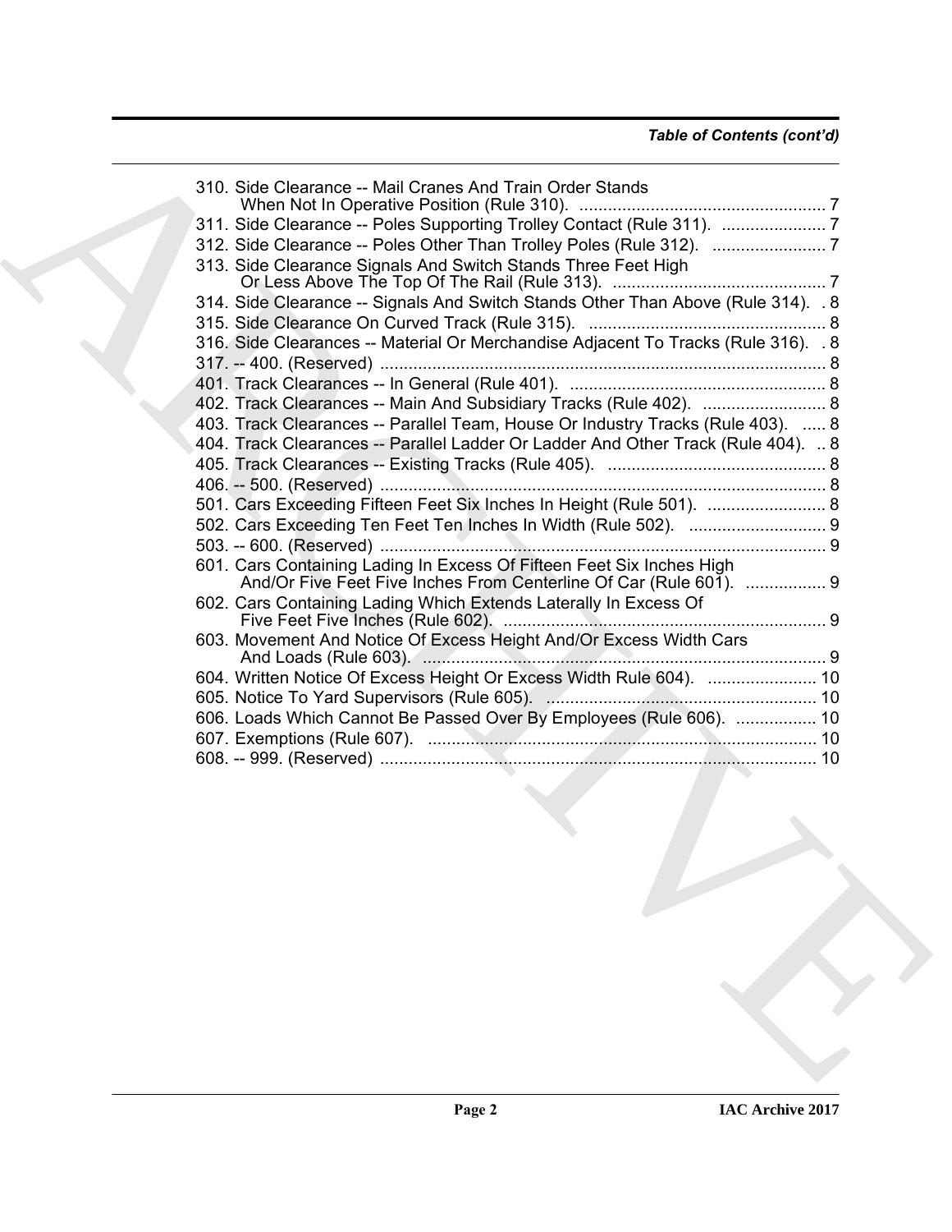*Table of Contents (cont'd)*

310. Side Clearance -- Mail Cranes And Train Order Stands When Not In Operative Position (Rule 310). .................................................... 7
311. Side Clearance -- Poles Supporting Trolley Contact (Rule 311). ...................... 7
312. Side Clearance -- Poles Other Than Trolley Poles (Rule 312). ........................ 7
313. Side Clearance Signals And Switch Stands Three Feet High Or Less Above The Top Of The Rail (Rule 313). ............................................ 7
314. Side Clearance -- Signals And Switch Stands Other Than Above (Rule 314). . 8
315. Side Clearance On Curved Track (Rule 315). .................................................. 8
316. Side Clearances -- Material Or Merchandise Adjacent To Tracks (Rule 316). . 8
317. -- 400. (Reserved) ............................................................................................. 8
401. Track Clearances -- In General (Rule 401). ...................................................... 8
402. Track Clearances -- Main And Subsidiary Tracks (Rule 402). .......................... 8
403. Track Clearances -- Parallel Team, House Or Industry Tracks (Rule 403). ..... 8
404. Track Clearances -- Parallel Ladder Or Ladder And Other Track (Rule 404). .. 8
405. Track Clearances -- Existing Tracks (Rule 405). .............................................. 8
406. -- 500. (Reserved) ............................................................................................. 8
501. Cars Exceeding Fifteen Feet Six Inches In Height (Rule 501). ......................... 8
502. Cars Exceeding Ten Feet Ten Inches In Width (Rule 502). ............................. 9
503. -- 600. (Reserved) ............................................................................................. 9
601. Cars Containing Lading In Excess Of Fifteen Feet Six Inches High And/Or Five Feet Five Inches From Centerline Of Car (Rule 601). ................. 9
602. Cars Containing Lading Which Extends Laterally In Excess Of Five Feet Five Inches (Rule 602). .................................................................... 9
603. Movement And Notice Of Excess Height And/Or Excess Width Cars And Loads (Rule 603). ..................................................................................... 9
604. Written Notice Of Excess Height Or Excess Width Rule 604). ....................... 10
605. Notice To Yard Supervisors (Rule 605). ......................................................... 10
606. Loads Which Cannot Be Passed Over By Employees (Rule 606). ................. 10
607. Exemptions (Rule 607). .................................................................................. 10
608. -- 999. (Reserved) ........................................................................................... 10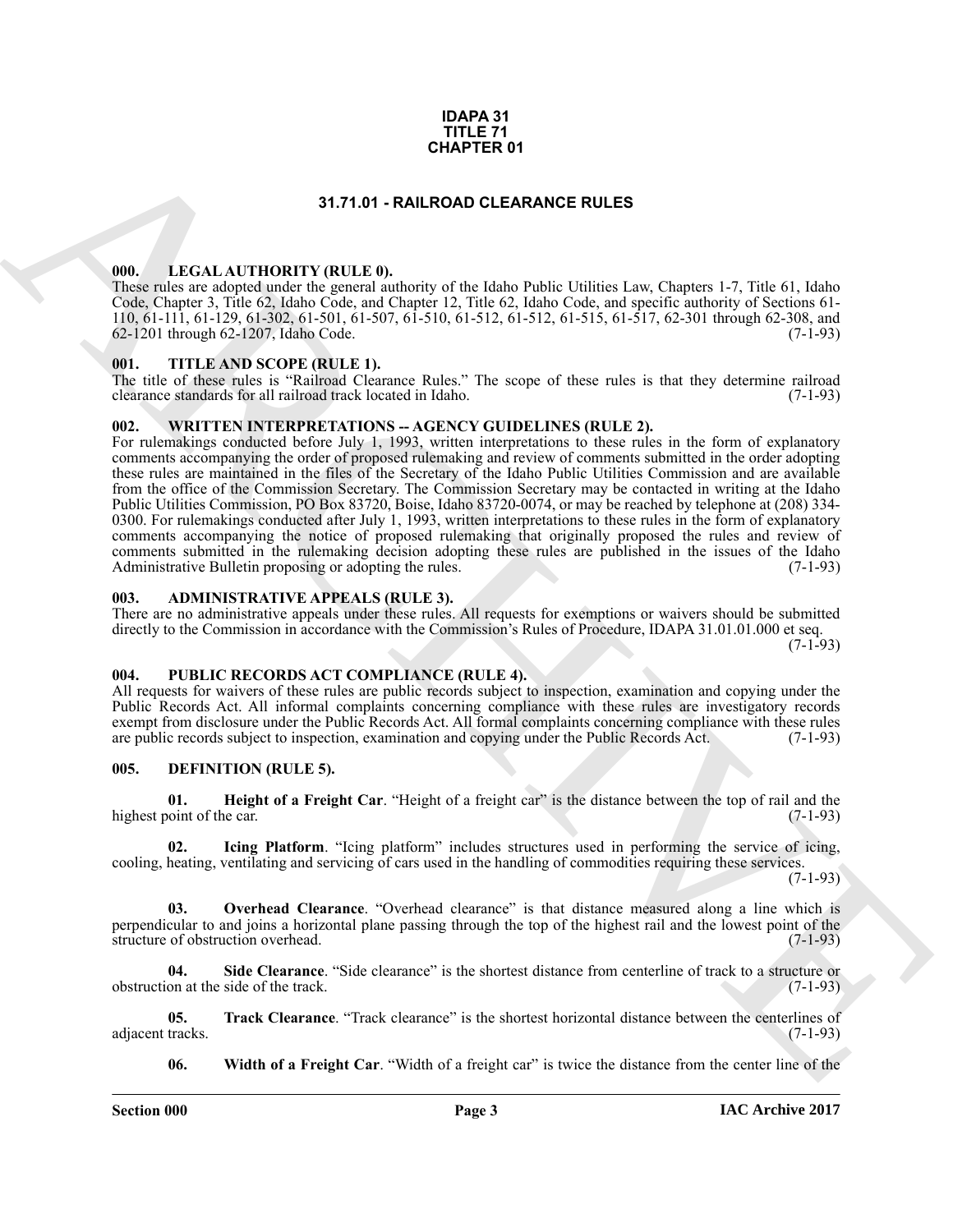# IDAPA 31
# TITLE 71
# CHAPTER 01

## 31.71.01 - RAILROAD CLEARANCE RULES

### 000. LEGAL AUTHORITY (RULE 0).

These rules are adopted under the general authority of the Idaho Public Utilities Law, Chapters 1-7, Title 61, Idaho Code, Chapter 3, Title 62, Idaho Code, and Chapter 12, Title 62, Idaho Code, and specific authority of Sections 61-110, 61-111, 61-129, 61-302, 61-501, 61-507, 61-510, 61-512, 61-512, 61-515, 61-517, 62-301 through 62-308, and 62-1201 through 62-1207, Idaho Code. (7-1-93)

### 001. TITLE AND SCOPE (RULE 1).

The title of these rules is "Railroad Clearance Rules." The scope of these rules is that they determine railroad clearance standards for all railroad track located in Idaho. (7-1-93)

### 002. WRITTEN INTERPRETATIONS -- AGENCY GUIDELINES (RULE 2).

For rulemakings conducted before July 1, 1993, written interpretations to these rules in the form of explanatory comments accompanying the order of proposed rulemaking and review of comments submitted in the order adopting these rules are maintained in the files of the Secretary of the Idaho Public Utilities Commission and are available from the office of the Commission Secretary. The Commission Secretary may be contacted in writing at the Idaho Public Utilities Commission, PO Box 83720, Boise, Idaho 83720-0074, or may be reached by telephone at (208) 334-0300. For rulemakings conducted after July 1, 1993, written interpretations to these rules in the form of explanatory comments accompanying the notice of proposed rulemaking that originally proposed the rules and review of comments submitted in the rulemaking decision adopting these rules are published in the issues of the Idaho Administrative Bulletin proposing or adopting the rules. (7-1-93)

### 003. ADMINISTRATIVE APPEALS (RULE 3).

There are no administrative appeals under these rules. All requests for exemptions or waivers should be submitted directly to the Commission in accordance with the Commission's Rules of Procedure, IDAPA 31.01.01.000 et seq. (7-1-93)

### 004. PUBLIC RECORDS ACT COMPLIANCE (RULE 4).

All requests for waivers of these rules are public records subject to inspection, examination and copying under the Public Records Act. All informal complaints concerning compliance with these rules are investigatory records exempt from disclosure under the Public Records Act. All formal complaints concerning compliance with these rules are public records subject to inspection, examination and copying under the Public Records Act. (7-1-93)

### 005. DEFINITION (RULE 5).

**01. Height of a Freight Car**. "Height of a freight car" is the distance between the top of rail and the highest point of the car. (7-1-93)

**02. Icing Platform**. "Icing platform" includes structures used in performing the service of icing, cooling, heating, ventilating and servicing of cars used in the handling of commodities requiring these services. (7-1-93)

**03. Overhead Clearance**. "Overhead clearance" is that distance measured along a line which is perpendicular to and joins a horizontal plane passing through the top of the highest rail and the lowest point of the structure of obstruction overhead. (7-1-93)

**04. Side Clearance**. "Side clearance" is the shortest distance from centerline of track to a structure or obstruction at the side of the track. (7-1-93)

**05. Track Clearance**. "Track clearance" is the shortest horizontal distance between the centerlines of adjacent tracks. (7-1-93)

**06. Width of a Freight Car**. "Width of a freight car" is twice the distance from the center line of the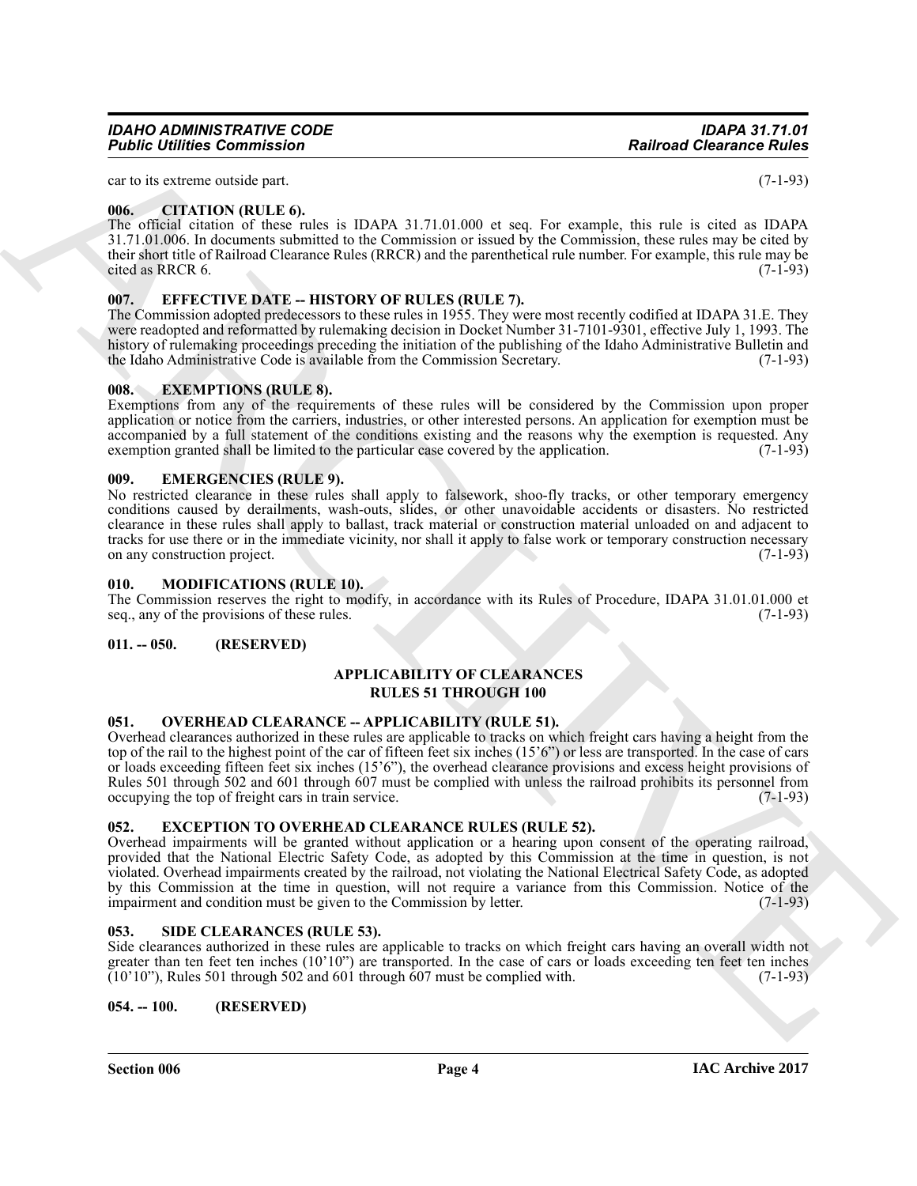car to its extreme outside part. (7-1-93)

### 006. CITATION (RULE 6).

The official citation of these rules is IDAPA 31.71.01.000 et seq. For example, this rule is cited as IDAPA 31.71.01.006. In documents submitted to the Commission or issued by the Commission, these rules may be cited by their short title of Railroad Clearance Rules (RRCR) and the parenthetical rule number. For example, this rule may be cited as RRCR 6. (7-1-93)

### 007. EFFECTIVE DATE -- HISTORY OF RULES (RULE 7).

The Commission adopted predecessors to these rules in 1955. They were most recently codified at IDAPA 31.E. They were readopted and reformatted by rulemaking decision in Docket Number 31-7101-9301, effective July 1, 1993. The history of rulemaking proceedings preceding the initiation of the publishing of the Idaho Administrative Bulletin and the Idaho Administrative Code is available from the Commission Secretary. (7-1-93)

### 008. EXEMPTIONS (RULE 8).

Exemptions from any of the requirements of these rules will be considered by the Commission upon proper application or notice from the carriers, industries, or other interested persons. An application for exemption must be accompanied by a full statement of the conditions existing and the reasons why the exemption is requested. Any exemption granted shall be limited to the particular case covered by the application. (7-1-93)

### 009. EMERGENCIES (RULE 9).

No restricted clearance in these rules shall apply to falsework, shoo-fly tracks, or other temporary emergency conditions caused by derailments, wash-outs, slides, or other unavoidable accidents or disasters. No restricted clearance in these rules shall apply to ballast, track material or construction material unloaded on and adjacent to tracks for use there or in the immediate vicinity, nor shall it apply to false work or temporary construction necessary on any construction project. (7-1-93)

### 010. MODIFICATIONS (RULE 10).

The Commission reserves the right to modify, in accordance with its Rules of Procedure, IDAPA 31.01.01.000 et seq., any of the provisions of these rules. (7-1-93)

### 011. -- 050. (RESERVED)

## APPLICABILITY OF CLEARANCES RULES 51 THROUGH 100

### 051. OVERHEAD CLEARANCE -- APPLICABILITY (RULE 51).

Overhead clearances authorized in these rules are applicable to tracks on which freight cars having a height from the top of the rail to the highest point of the car of fifteen feet six inches (15'6") or less are transported. In the case of cars or loads exceeding fifteen feet six inches (15'6"), the overhead clearance provisions and excess height provisions of Rules 501 through 502 and 601 through 607 must be complied with unless the railroad prohibits its personnel from occupying the top of freight cars in train service. (7-1-93)

### 052. EXCEPTION TO OVERHEAD CLEARANCE RULES (RULE 52).

Overhead impairments will be granted without application or a hearing upon consent of the operating railroad, provided that the National Electric Safety Code, as adopted by this Commission at the time in question, is not violated. Overhead impairments created by the railroad, not violating the National Electrical Safety Code, as adopted by this Commission at the time in question, will not require a variance from this Commission. Notice of the impairment and condition must be given to the Commission by letter. (7-1-93)

### 053. SIDE CLEARANCES (RULE 53).

Side clearances authorized in these rules are applicable to tracks on which freight cars having an overall width not greater than ten feet ten inches (10'10") are transported. In the case of cars or loads exceeding ten feet ten inches (10'10"), Rules 501 through 502 and 601 through 607 must be complied with. (7-1-93)

### 054. -- 100. (RESERVED)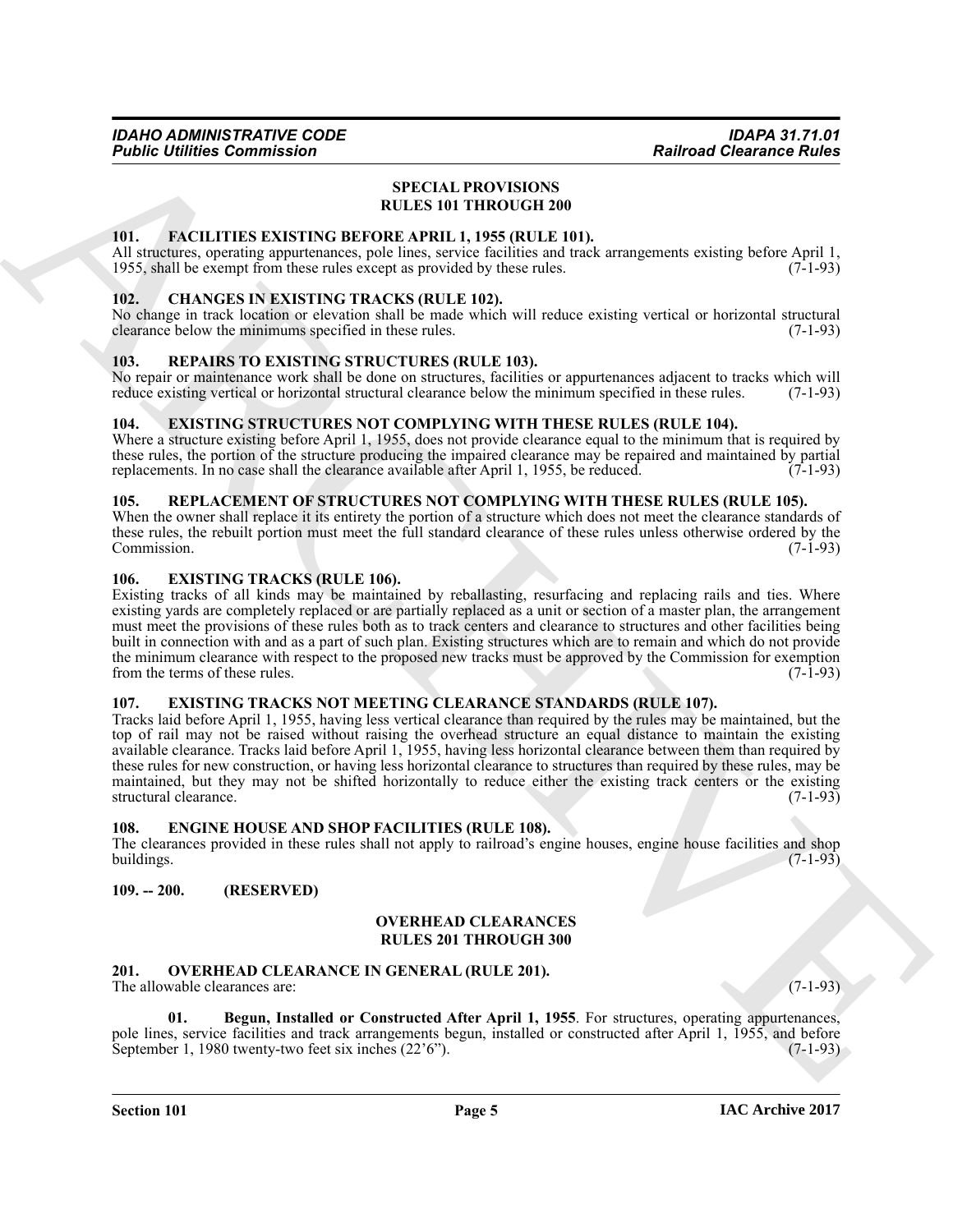## SPECIAL PROVISIONS
## RULES 101 THROUGH 200

### 101. FACILITIES EXISTING BEFORE APRIL 1, 1955 (RULE 101).

All structures, operating appurtenances, pole lines, service facilities and track arrangements existing before April 1, 1955, shall be exempt from these rules except as provided by these rules. (7-1-93)

### 102. CHANGES IN EXISTING TRACKS (RULE 102).

No change in track location or elevation shall be made which will reduce existing vertical or horizontal structural clearance below the minimums specified in these rules. (7-1-93)

### 103. REPAIRS TO EXISTING STRUCTURES (RULE 103).

No repair or maintenance work shall be done on structures, facilities or appurtenances adjacent to tracks which will reduce existing vertical or horizontal structural clearance below the minimum specified in these rules. (7-1-93)

### 104. EXISTING STRUCTURES NOT COMPLYING WITH THESE RULES (RULE 104).

Where a structure existing before April 1, 1955, does not provide clearance equal to the minimum that is required by these rules, the portion of the structure producing the impaired clearance may be repaired and maintained by partial replacements. In no case shall the clearance available after April 1, 1955, be reduced. (7-1-93)

### 105. REPLACEMENT OF STRUCTURES NOT COMPLYING WITH THESE RULES (RULE 105).

When the owner shall replace it its entirety the portion of a structure which does not meet the clearance standards of these rules, the rebuilt portion must meet the full standard clearance of these rules unless otherwise ordered by the Commission. (7-1-93)

### 106. EXISTING TRACKS (RULE 106).

Existing tracks of all kinds may be maintained by reballasting, resurfacing and replacing rails and ties. Where existing yards are completely replaced or are partially replaced as a unit or section of a master plan, the arrangement must meet the provisions of these rules both as to track centers and clearance to structures and other facilities being built in connection with and as a part of such plan. Existing structures which are to remain and which do not provide the minimum clearance with respect to the proposed new tracks must be approved by the Commission for exemption from the terms of these rules. (7-1-93)

### 107. EXISTING TRACKS NOT MEETING CLEARANCE STANDARDS (RULE 107).

Tracks laid before April 1, 1955, having less vertical clearance than required by the rules may be maintained, but the top of rail may not be raised without raising the overhead structure an equal distance to maintain the existing available clearance. Tracks laid before April 1, 1955, having less horizontal clearance between them than required by these rules for new construction, or having less horizontal clearance to structures than required by these rules, may be maintained, but they may not be shifted horizontally to reduce either the existing track centers or the existing structural clearance. (7-1-93)

### 108. ENGINE HOUSE AND SHOP FACILITIES (RULE 108).

The clearances provided in these rules shall not apply to railroad's engine houses, engine house facilities and shop buildings. (7-1-93)

### 109. -- 200. (RESERVED)

## OVERHEAD CLEARANCES
## RULES 201 THROUGH 300

### 201. OVERHEAD CLEARANCE IN GENERAL (RULE 201).

The allowable clearances are: (7-1-93)

**01. Begun, Installed or Constructed After April 1, 1955**. For structures, operating appurtenances, pole lines, service facilities and track arrangements begun, installed or constructed after April 1, 1955, and before September 1, 1980 twenty-two feet six inches (22'6"). (7-1-93)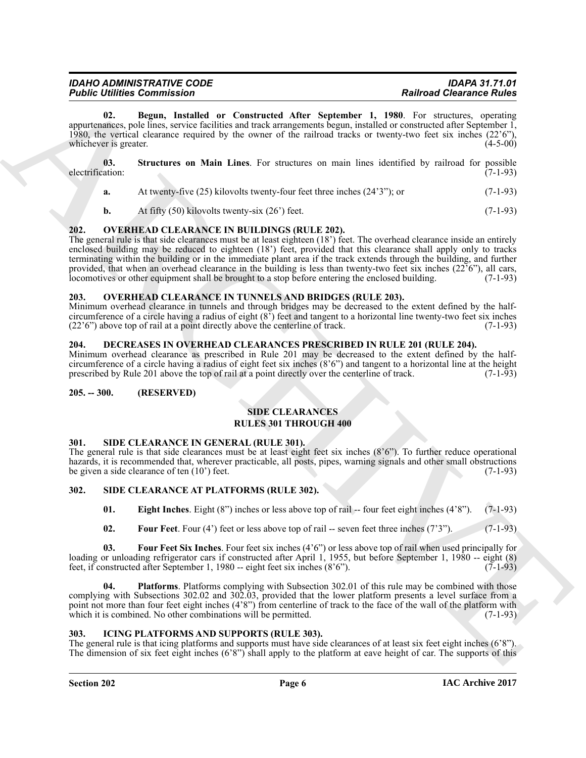**02. Begun, Installed or Constructed After September 1, 1980**. For structures, operating appurtenances, pole lines, service facilities and track arrangements begun, installed or constructed after September 1, 1980, the vertical clearance required by the owner of the railroad tracks or twenty-two feet six inches (22'6"), whichever is greater. (4-5-00)

**03. Structures on Main Lines**. For structures on main lines identified by railroad for possible electrification: (7-1-93)

**a.** At twenty-five (25) kilovolts twenty-four feet three inches (24'3"); or (7-1-93)

**b.** At fifty (50) kilovolts twenty-six (26') feet. (7-1-93)

## 202. OVERHEAD CLEARANCE IN BUILDINGS (RULE 202).

The general rule is that side clearances must be at least eighteen (18') feet. The overhead clearance inside an entirely enclosed building may be reduced to eighteen (18') feet, provided that this clearance shall apply only to tracks terminating within the building or in the immediate plant area if the track extends through the building, and further provided, that when an overhead clearance in the building is less than twenty-two feet six inches (22'6"), all cars, locomotives or other equipment shall be brought to a stop before entering the enclosed building. (7-1-93)

## 203. OVERHEAD CLEARANCE IN TUNNELS AND BRIDGES (RULE 203).

Minimum overhead clearance in tunnels and through bridges may be decreased to the extent defined by the half-circumference of a circle having a radius of eight (8') feet and tangent to a horizontal line twenty-two feet six inches (22'6") above top of rail at a point directly above the centerline of track. (7-1-93)

## 204. DECREASES IN OVERHEAD CLEARANCES PRESCRIBED IN RULE 201 (RULE 204).

Minimum overhead clearance as prescribed in Rule 201 may be decreased to the extent defined by the half-circumference of a circle having a radius of eight feet six inches (8'6") and tangent to a horizontal line at the height prescribed by Rule 201 above the top of rail at a point directly over the centerline of track. (7-1-93)

## 205. -- 300. (RESERVED)

## SIDE CLEARANCES
## RULES 301 THROUGH 400

## 301. SIDE CLEARANCE IN GENERAL (RULE 301).

The general rule is that side clearances must be at least eight feet six inches (8'6"). To further reduce operational hazards, it is recommended that, wherever practicable, all posts, pipes, warning signals and other small obstructions be given a side clearance of ten (10') feet. (7-1-93)

## 302. SIDE CLEARANCE AT PLATFORMS (RULE 302).

**01. Eight Inches**. Eight (8") inches or less above top of rail -- four feet eight inches (4'8"). (7-1-93)

**02. Four Feet**. Four (4') feet or less above top of rail -- seven feet three inches (7'3"). (7-1-93)

**03. Four Feet Six Inches**. Four feet six inches (4'6") or less above top of rail when used principally for loading or unloading refrigerator cars if constructed after April 1, 1955, but before September 1, 1980 -- eight (8) feet, if constructed after September 1, 1980 -- eight feet six inches (8'6"). (7-1-93)

**04. Platforms**. Platforms complying with Subsection 302.01 of this rule may be combined with those complying with Subsections 302.02 and 302.03, provided that the lower platform presents a level surface from a point not more than four feet eight inches (4'8") from centerline of track to the face of the wall of the platform with which it is combined. No other combinations will be permitted. (7-1-93)

## 303. ICING PLATFORMS AND SUPPORTS (RULE 303).

The general rule is that icing platforms and supports must have side clearances of at least six feet eight inches (6'8"). The dimension of six feet eight inches (6'8") shall apply to the platform at eave height of car. The supports of this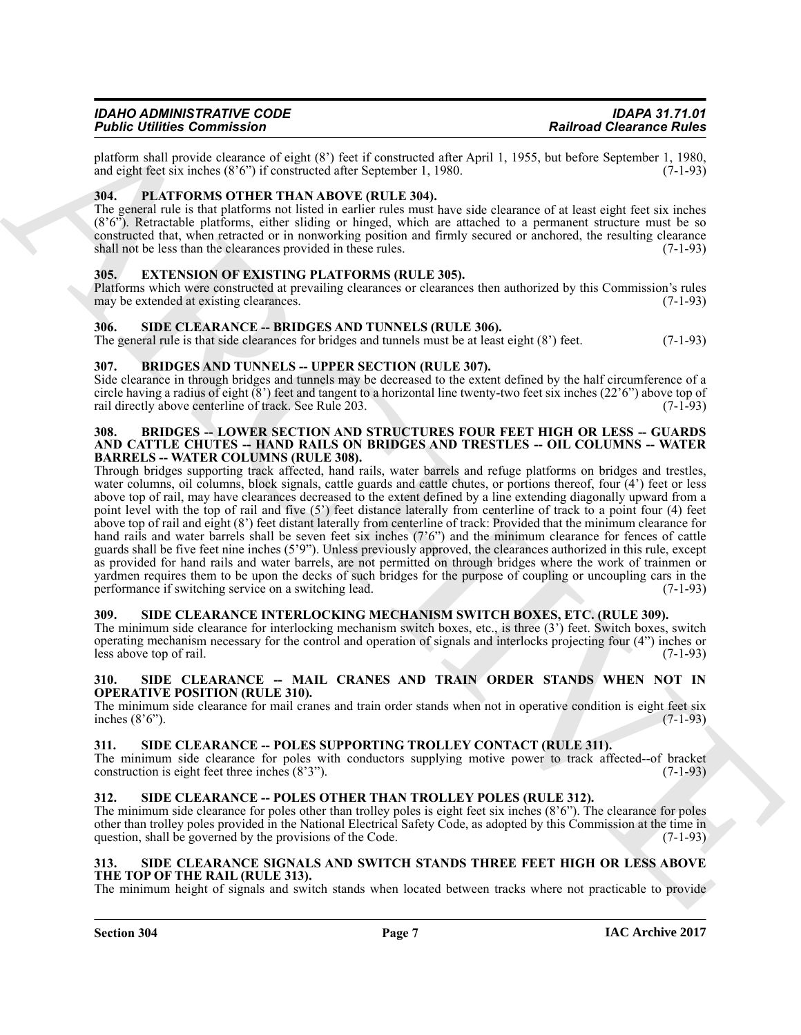platform shall provide clearance of eight (8') feet if constructed after April 1, 1955, but before September 1, 1980, and eight feet six inches (8'6") if constructed after September 1, 1980. (7-1-93)

## 304. PLATFORMS OTHER THAN ABOVE (RULE 304).

The general rule is that platforms not listed in earlier rules must have side clearance of at least eight feet six inches (8'6"). Retractable platforms, either sliding or hinged, which are attached to a permanent structure must be so constructed that, when retracted or in nonworking position and firmly secured or anchored, the resulting clearance shall not be less than the clearances provided in these rules. (7-1-93)

## 305. EXTENSION OF EXISTING PLATFORMS (RULE 305).

Platforms which were constructed at prevailing clearances or clearances then authorized by this Commission's rules may be extended at existing clearances. (7-1-93)

## 306. SIDE CLEARANCE -- BRIDGES AND TUNNELS (RULE 306).

The general rule is that side clearances for bridges and tunnels must be at least eight (8') feet. (7-1-93)

## 307. BRIDGES AND TUNNELS -- UPPER SECTION (RULE 307).

Side clearance in through bridges and tunnels may be decreased to the extent defined by the half circumference of a circle having a radius of eight (8') feet and tangent to a horizontal line twenty-two feet six inches (22'6") above top of rail directly above centerline of track. See Rule 203. (7-1-93)

## 308. BRIDGES -- LOWER SECTION AND STRUCTURES FOUR FEET HIGH OR LESS -- GUARDS AND CATTLE CHUTES -- HAND RAILS ON BRIDGES AND TRESTLES -- OIL COLUMNS -- WATER BARRELS -- WATER COLUMNS (RULE 308).

Through bridges supporting track affected, hand rails, water barrels and refuge platforms on bridges and trestles, water columns, oil columns, block signals, cattle guards and cattle chutes, or portions thereof, four (4') feet or less above top of rail, may have clearances decreased to the extent defined by a line extending diagonally upward from a point level with the top of rail and five (5') feet distance laterally from centerline of track to a point four (4) feet above top of rail and eight (8') feet distant laterally from centerline of track: Provided that the minimum clearance for hand rails and water barrels shall be seven feet six inches (7'6") and the minimum clearance for fences of cattle guards shall be five feet nine inches (5'9"). Unless previously approved, the clearances authorized in this rule, except as provided for hand rails and water barrels, are not permitted on through bridges where the work of trainmen or yardmen requires them to be upon the decks of such bridges for the purpose of coupling or uncoupling cars in the performance if switching service on a switching lead. (7-1-93)

## 309. SIDE CLEARANCE INTERLOCKING MECHANISM SWITCH BOXES, ETC. (RULE 309).

The minimum side clearance for interlocking mechanism switch boxes, etc., is three (3') feet. Switch boxes, switch operating mechanism necessary for the control and operation of signals and interlocks projecting four (4") inches or less above top of rail. (7-1-93)

## 310. SIDE CLEARANCE -- MAIL CRANES AND TRAIN ORDER STANDS WHEN NOT IN OPERATIVE POSITION (RULE 310).

The minimum side clearance for mail cranes and train order stands when not in operative condition is eight feet six inches (8'6"). (7-1-93)

## 311. SIDE CLEARANCE -- POLES SUPPORTING TROLLEY CONTACT (RULE 311).

The minimum side clearance for poles with conductors supplying motive power to track affected--of bracket construction is eight feet three inches (8'3"). (7-1-93)

## 312. SIDE CLEARANCE -- POLES OTHER THAN TROLLEY POLES (RULE 312).

The minimum side clearance for poles other than trolley poles is eight feet six inches (8'6"). The clearance for poles other than trolley poles provided in the National Electrical Safety Code, as adopted by this Commission at the time in question, shall be governed by the provisions of the Code. (7-1-93)

## 313. SIDE CLEARANCE SIGNALS AND SWITCH STANDS THREE FEET HIGH OR LESS ABOVE THE TOP OF THE RAIL (RULE 313).

The minimum height of signals and switch stands when located between tracks where not practicable to provide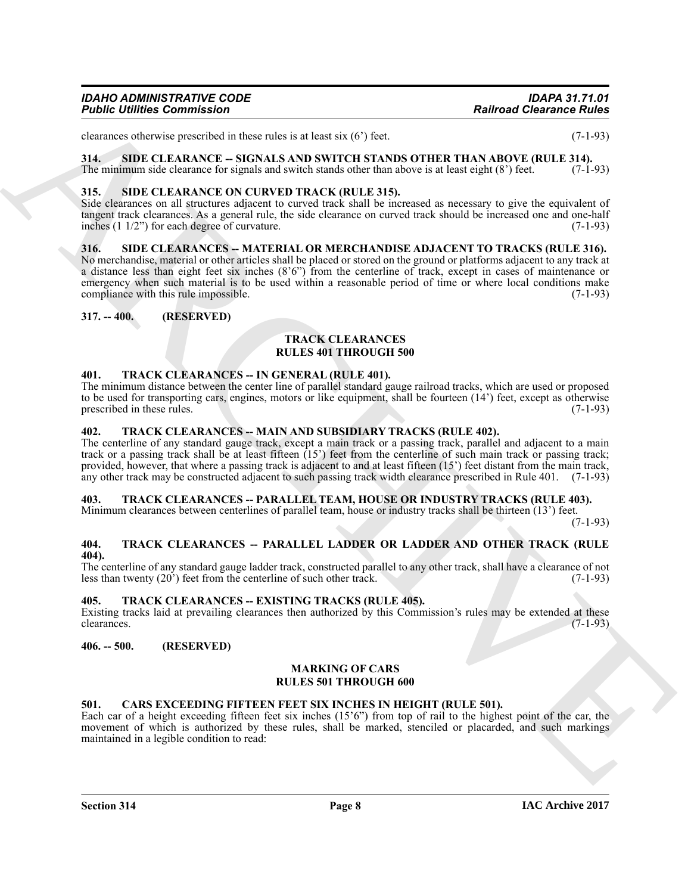clearances otherwise prescribed in these rules is at least six (6') feet. (7-1-93)

### 314. SIDE CLEARANCE -- SIGNALS AND SWITCH STANDS OTHER THAN ABOVE (RULE 314).

The minimum side clearance for signals and switch stands other than above is at least eight (8') feet. (7-1-93)

### 315. SIDE CLEARANCE ON CURVED TRACK (RULE 315).

Side clearances on all structures adjacent to curved track shall be increased as necessary to give the equivalent of tangent track clearances. As a general rule, the side clearance on curved track should be increased one and one-half inches (1 1/2") for each degree of curvature. (7-1-93)

### 316. SIDE CLEARANCES -- MATERIAL OR MERCHANDISE ADJACENT TO TRACKS (RULE 316).

No merchandise, material or other articles shall be placed or stored on the ground or platforms adjacent to any track at a distance less than eight feet six inches (8'6") from the centerline of track, except in cases of maintenance or emergency when such material is to be used within a reasonable period of time or where local conditions make compliance with this rule impossible. (7-1-93)

### 317. -- 400. (RESERVED)

## TRACK CLEARANCES
## RULES 401 THROUGH 500

### 401. TRACK CLEARANCES -- IN GENERAL (RULE 401).

The minimum distance between the center line of parallel standard gauge railroad tracks, which are used or proposed to be used for transporting cars, engines, motors or like equipment, shall be fourteen (14') feet, except as otherwise prescribed in these rules. (7-1-93)

### 402. TRACK CLEARANCES -- MAIN AND SUBSIDIARY TRACKS (RULE 402).

The centerline of any standard gauge track, except a main track or a passing track, parallel and adjacent to a main track or a passing track shall be at least fifteen (15') feet from the centerline of such main track or passing track; provided, however, that where a passing track is adjacent to and at least fifteen (15') feet distant from the main track, any other track may be constructed adjacent to such passing track width clearance prescribed in Rule 401. (7-1-93)

### 403. TRACK CLEARANCES -- PARALLEL TEAM, HOUSE OR INDUSTRY TRACKS (RULE 403).

Minimum clearances between centerlines of parallel team, house or industry tracks shall be thirteen (13') feet. (7-1-93)

### 404. TRACK CLEARANCES -- PARALLEL LADDER OR LADDER AND OTHER TRACK (RULE 404).

The centerline of any standard gauge ladder track, constructed parallel to any other track, shall have a clearance of not less than twenty (20') feet from the centerline of such other track. (7-1-93)

### 405. TRACK CLEARANCES -- EXISTING TRACKS (RULE 405).

Existing tracks laid at prevailing clearances then authorized by this Commission's rules may be extended at these clearances. (7-1-93)

### 406. -- 500. (RESERVED)

## MARKING OF CARS
## RULES 501 THROUGH 600

### 501. CARS EXCEEDING FIFTEEN FEET SIX INCHES IN HEIGHT (RULE 501).

Each car of a height exceeding fifteen feet six inches (15'6") from top of rail to the highest point of the car, the movement of which is authorized by these rules, shall be marked, stenciled or placarded, and such markings maintained in a legible condition to read: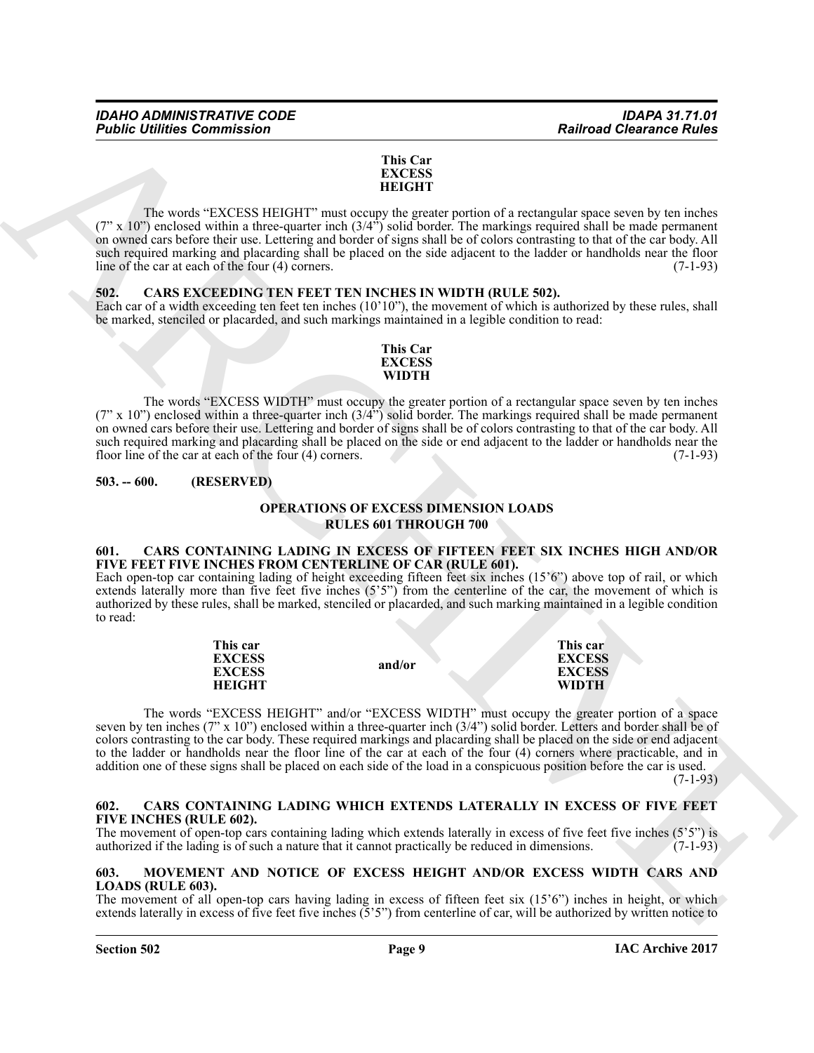**This Car**
**EXCESS**
**HEIGHT**

The words "EXCESS HEIGHT" must occupy the greater portion of a rectangular space seven by ten inches (7" x 10") enclosed within a three-quarter inch (3/4") solid border. The markings required shall be made permanent on owned cars before their use. Lettering and border of signs shall be of colors contrasting to that of the car body. All such required marking and placarding shall be placed on the side adjacent to the ladder or handholds near the floor line of the car at each of the four (4) corners. (7-1-93)

### 502. CARS EXCEEDING TEN FEET TEN INCHES IN WIDTH (RULE 502).

Each car of a width exceeding ten feet ten inches (10'10"), the movement of which is authorized by these rules, shall be marked, stenciled or placarded, and such markings maintained in a legible condition to read:

**This Car**
**EXCESS**
**WIDTH**

The words "EXCESS WIDTH" must occupy the greater portion of a rectangular space seven by ten inches (7" x 10") enclosed within a three-quarter inch (3/4") solid border. The markings required shall be made permanent on owned cars before their use. Lettering and border of signs shall be of colors contrasting to that of the car body. All such required marking and placarding shall be placed on the side or end adjacent to the ladder or handholds near the floor line of the car at each of the four (4) corners. (7-1-93)

### 503. -- 600. (RESERVED)

## OPERATIONS OF EXCESS DIMENSION LOADS RULES 601 THROUGH 700

### 601. CARS CONTAINING LADING IN EXCESS OF FIFTEEN FEET SIX INCHES HIGH AND/OR FIVE FEET FIVE INCHES FROM CENTERLINE OF CAR (RULE 601).

Each open-top car containing lading of height exceeding fifteen feet six inches (15'6") above top of rail, or which extends laterally more than five feet five inches (5'5") from the centerline of the car, the movement of which is authorized by these rules, shall be marked, stenciled or placarded, and such marking maintained in a legible condition to read:

| | | |
|---|---|---|
| **This car**<br>**EXCESS**<br>**EXCESS**<br>**HEIGHT** | **and/or** | **This car**<br>**EXCESS**<br>**EXCESS**<br>**WIDTH** |

The words "EXCESS HEIGHT" and/or "EXCESS WIDTH" must occupy the greater portion of a space seven by ten inches (7" x 10") enclosed within a three-quarter inch (3/4") solid border. Letters and border shall be of colors contrasting to the car body. These required markings and placarding shall be placed on the side or end adjacent to the ladder or handholds near the floor line of the car at each of the four (4) corners where practicable, and in addition one of these signs shall be placed on each side of the load in a conspicuous position before the car is used. (7-1-93)

### 602. CARS CONTAINING LADING WHICH EXTENDS LATERALLY IN EXCESS OF FIVE FEET FIVE INCHES (RULE 602).

The movement of open-top cars containing lading which extends laterally in excess of five feet five inches (5'5") is authorized if the lading is of such a nature that it cannot practically be reduced in dimensions. (7-1-93)

### 603. MOVEMENT AND NOTICE OF EXCESS HEIGHT AND/OR EXCESS WIDTH CARS AND LOADS (RULE 603).

The movement of all open-top cars having lading in excess of fifteen feet six (15'6") inches in height, or which extends laterally in excess of five feet five inches (5'5") from centerline of car, will be authorized by written notice to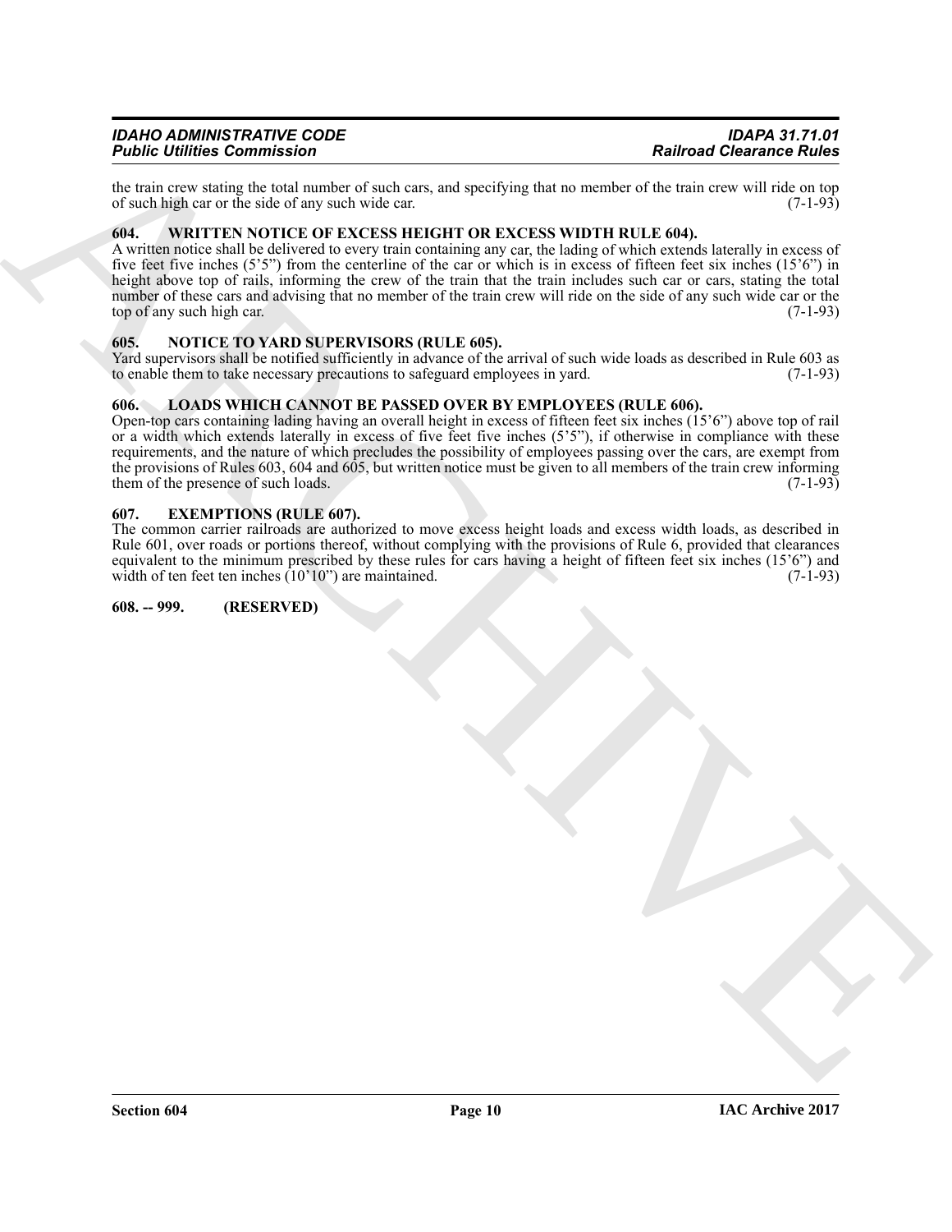the train crew stating the total number of such cars, and specifying that no member of the train crew will ride on top of such high car or the side of any such wide car. (7-1-93)

### 604. WRITTEN NOTICE OF EXCESS HEIGHT OR EXCESS WIDTH RULE 604).

A written notice shall be delivered to every train containing any car, the lading of which extends laterally in excess of five feet five inches (5'5") from the centerline of the car or which is in excess of fifteen feet six inches (15'6") in height above top of rails, informing the crew of the train that the train includes such car or cars, stating the total number of these cars and advising that no member of the train crew will ride on the side of any such wide car or the top of any such high car. (7-1-93)

### 605. NOTICE TO YARD SUPERVISORS (RULE 605).

Yard supervisors shall be notified sufficiently in advance of the arrival of such wide loads as described in Rule 603 as to enable them to take necessary precautions to safeguard employees in yard. (7-1-93)

### 606. LOADS WHICH CANNOT BE PASSED OVER BY EMPLOYEES (RULE 606).

Open-top cars containing lading having an overall height in excess of fifteen feet six inches (15'6") above top of rail or a width which extends laterally in excess of five feet five inches (5'5"), if otherwise in compliance with these requirements, and the nature of which precludes the possibility of employees passing over the cars, are exempt from the provisions of Rules 603, 604 and 605, but written notice must be given to all members of the train crew informing them of the presence of such loads. (7-1-93)

### 607. EXEMPTIONS (RULE 607).

The common carrier railroads are authorized to move excess height loads and excess width loads, as described in Rule 601, over roads or portions thereof, without complying with the provisions of Rule 6, provided that clearances equivalent to the minimum prescribed by these rules for cars having a height of fifteen feet six inches (15'6") and width of ten feet ten inches (10'10") are maintained. (7-1-93)

### 608. -- 999. (RESERVED)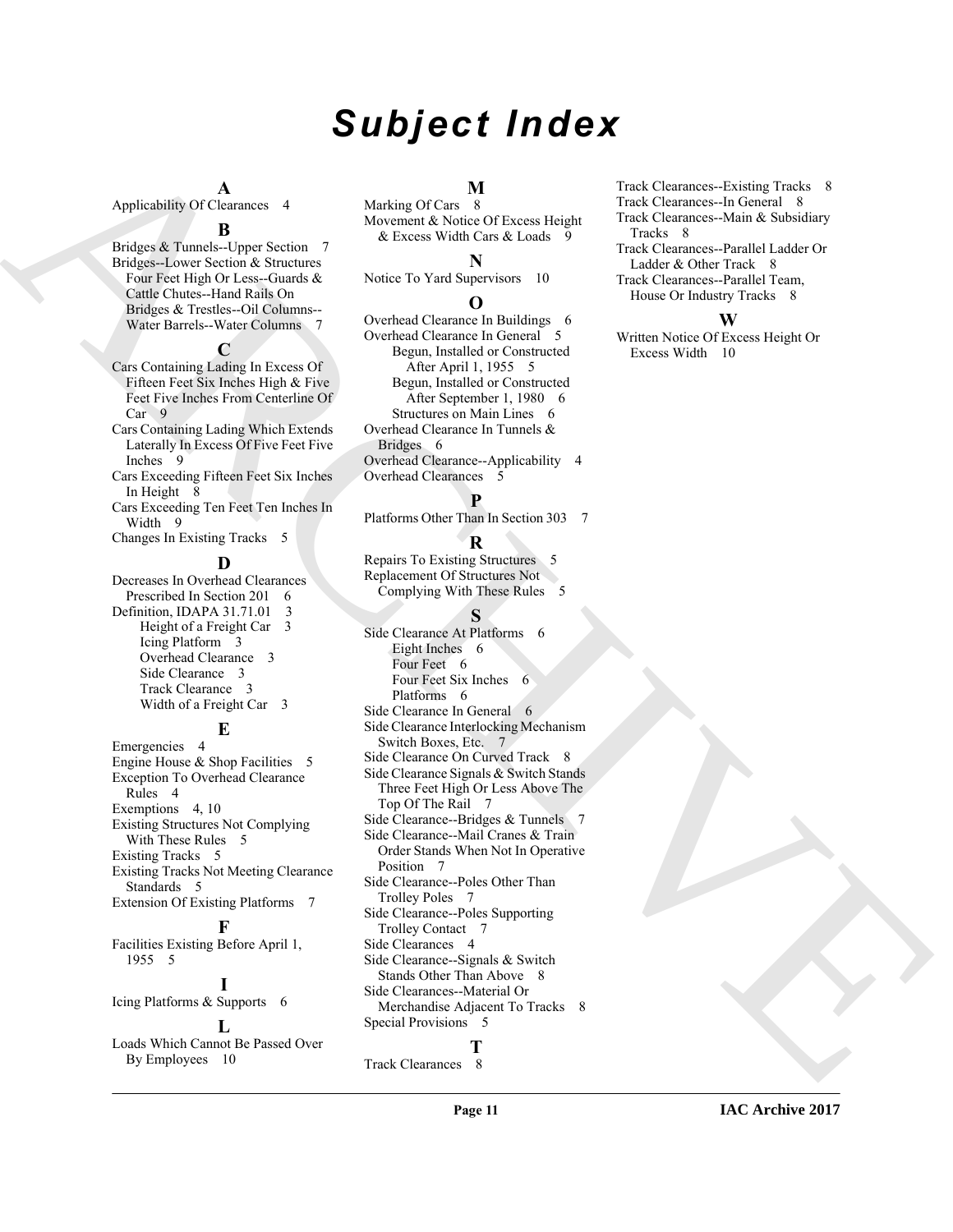# Subject Index

**A**

Applicability Of Clearances 4

**B**

Bridges & Tunnels--Upper Section 7
Bridges--Lower Section & Structures Four Feet High Or Less--Guards & Cattle Chutes--Hand Rails On Bridges & Trestles--Oil Columns--Water Barrels--Water Columns 7

**C**

Cars Containing Lading In Excess Of Fifteen Feet Six Inches High & Five Feet Five Inches From Centerline Of Car 9
Cars Containing Lading Which Extends Laterally In Excess Of Five Feet Five Inches 9
Cars Exceeding Fifteen Feet Six Inches In Height 8
Cars Exceeding Ten Feet Ten Inches In Width 9
Changes In Existing Tracks 5

**D**

Decreases In Overhead Clearances Prescribed In Section 201 6
Definition, IDAPA 31.71.01 3
- Height of a Freight Car 3
- Icing Platform 3
- Overhead Clearance 3
- Side Clearance 3
- Track Clearance 3
- Width of a Freight Car 3

**E**

Emergencies 4
Engine House & Shop Facilities 5
Exception To Overhead Clearance Rules 4
Exemptions 4, 10
Existing Structures Not Complying With These Rules 5
Existing Tracks 5
Existing Tracks Not Meeting Clearance Standards 5
Extension Of Existing Platforms 7

**F**

Facilities Existing Before April 1, 1955 5

**I**

Icing Platforms & Supports 6

**L**

Loads Which Cannot Be Passed Over By Employees 10

**M**

Marking Of Cars 8
Movement & Notice Of Excess Height & Excess Width Cars & Loads 9

**N**

Notice To Yard Supervisors 10

**O**

Overhead Clearance In Buildings 6
Overhead Clearance In General 5
- Begun, Installed or Constructed After April 1, 1955 5
- Begun, Installed or Constructed After September 1, 1980 6
- Structures on Main Lines 6

Overhead Clearance In Tunnels & Bridges 6
Overhead Clearance--Applicability 4
Overhead Clearances 5

**P**

Platforms Other Than In Section 303 7

**R**

Repairs To Existing Structures 5
Replacement Of Structures Not Complying With These Rules 5

**S**

Side Clearance At Platforms 6
- Eight Inches 6
- Four Feet 6
- Four Feet Six Inches 6
- Platforms 6

Side Clearance In General 6
Side Clearance Interlocking Mechanism Switch Boxes, Etc. 7
Side Clearance On Curved Track 8
Side Clearance Signals & Switch Stands Three Feet High Or Less Above The Top Of The Rail 7
Side Clearance--Bridges & Tunnels 7
Side Clearance--Mail Cranes & Train Order Stands When Not In Operative Position 7
Side Clearance--Poles Other Than Trolley Poles 7
Side Clearance--Poles Supporting Trolley Contact 7
Side Clearances 4
Side Clearance--Signals & Switch Stands Other Than Above 8
Side Clearances--Material Or Merchandise Adjacent To Tracks 8
Special Provisions 5

**T**

Track Clearances 8
Track Clearances--Existing Tracks 8
Track Clearances--In General 8
Track Clearances--Main & Subsidiary Tracks 8
Track Clearances--Parallel Ladder Or Ladder & Other Track 8
Track Clearances--Parallel Team, House Or Industry Tracks 8

**W**

Written Notice Of Excess Height Or Excess Width 10